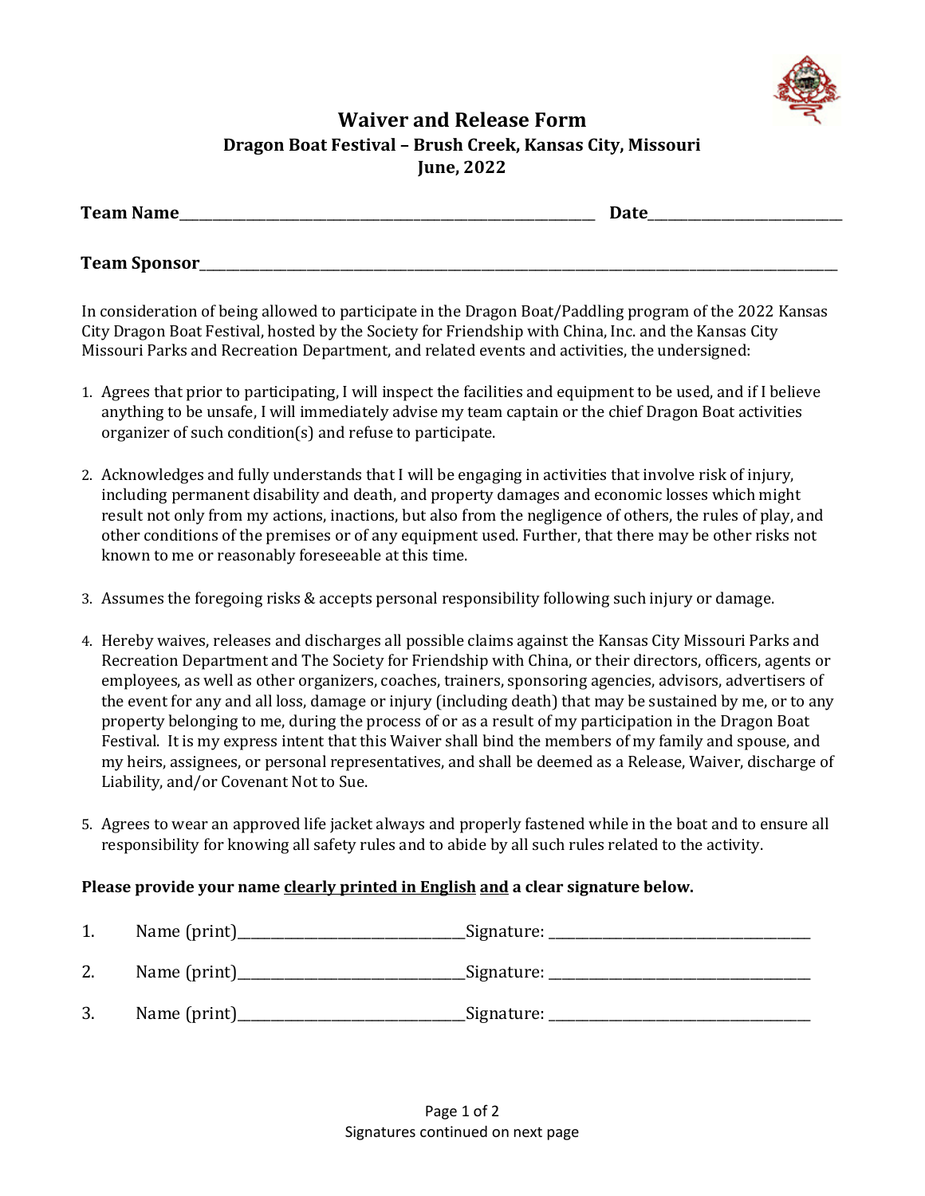# Waiver and Release Form

**Dragon Boat Festival – Brush Creek, Kansas City, Missouri**
**June, 2022**

**Team Name**_________________________________________ **Date**____________________

**Team Sponsor**____________________________________________________________________

In consideration of being allowed to participate in the Dragon Boat/Paddling program of the 2022 Kansas City Dragon Boat Festival, hosted by the Society for Friendship with China, Inc. and the Kansas City Missouri Parks and Recreation Department, and related events and activities, the undersigned:

1. Agrees that prior to participating, I will inspect the facilities and equipment to be used, and if I believe anything to be unsafe, I will immediately advise my team captain or the chief Dragon Boat activities organizer of such condition(s) and refuse to participate.

2. Acknowledges and fully understands that I will be engaging in activities that involve risk of injury, including permanent disability and death, and property damages and economic losses which might result not only from my actions, inactions, but also from the negligence of others, the rules of play, and other conditions of the premises or of any equipment used. Further, that there may be other risks not known to me or reasonably foreseeable at this time.

3. Assumes the foregoing risks & accepts personal responsibility following such injury or damage.

4. Hereby waives, releases and discharges all possible claims against the Kansas City Missouri Parks and Recreation Department and The Society for Friendship with China, or their directors, officers, agents or employees, as well as other organizers, coaches, trainers, sponsoring agencies, advisors, advertisers of the event for any and all loss, damage or injury (including death) that may be sustained by me, or to any property belonging to me, during the process of or as a result of my participation in the Dragon Boat Festival. It is my express intent that this Waiver shall bind the members of my family and spouse, and my heirs, assignees, or personal representatives, and shall be deemed as a Release, Waiver, discharge of Liability, and/or Covenant Not to Sue.

5. Agrees to wear an approved life jacket always and properly fastened while in the boat and to ensure all responsibility for knowing all safety rules and to abide by all such rules related to the activity.

**Please provide your name <u>clearly printed in English</u> <u>and</u> a clear signature below.**

1. Name (print)______________________________Signature: ___________________________________

2. Name (print)______________________________Signature: ___________________________________

3. Name (print)______________________________Signature: ___________________________________

Signatures continued on next page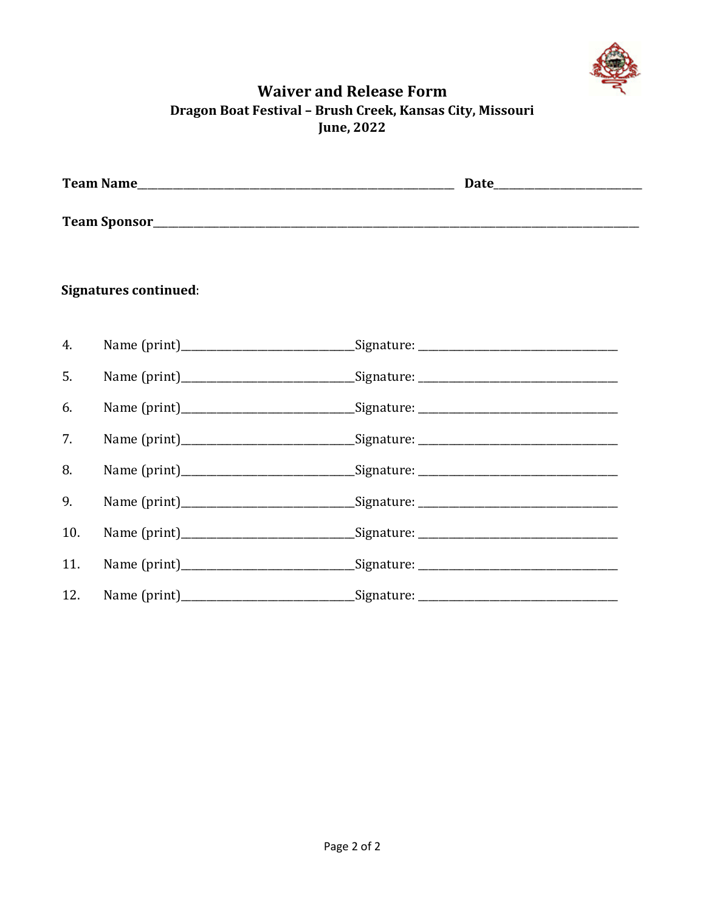# Waiver and Release Form

**Dragon Boat Festival – Brush Creek, Kansas City, Missouri**
**June, 2022**

**Team Name**\_\_\_\_\_\_\_\_\_\_\_\_\_\_\_\_\_\_\_\_\_\_\_\_\_\_\_\_\_\_\_\_\_\_\_\_\_\_\_\_\_\_\_\_\_\_\_\_ **Date**\_\_\_\_\_\_\_\_\_\_\_\_\_\_\_\_\_\_\_\_\_\_\_

**Team Sponsor**\_\_\_\_\_\_\_\_\_\_\_\_\_\_\_\_\_\_\_\_\_\_\_\_\_\_\_\_\_\_\_\_\_\_\_\_\_\_\_\_\_\_\_\_\_\_\_\_\_\_\_\_\_\_\_\_\_\_\_\_\_\_\_\_\_\_\_\_\_\_

**Signatures continued**:

4. Name (print)\_\_\_\_\_\_\_\_\_\_\_\_\_\_\_\_\_\_\_\_\_\_\_\_\_\_\_Signature: \_\_\_\_\_\_\_\_\_\_\_\_\_\_\_\_\_\_\_\_\_\_\_\_\_\_\_\_\_\_\_

5. Name (print)\_\_\_\_\_\_\_\_\_\_\_\_\_\_\_\_\_\_\_\_\_\_\_\_\_\_\_Signature: \_\_\_\_\_\_\_\_\_\_\_\_\_\_\_\_\_\_\_\_\_\_\_\_\_\_\_\_\_\_\_

6. Name (print)\_\_\_\_\_\_\_\_\_\_\_\_\_\_\_\_\_\_\_\_\_\_\_\_\_\_\_Signature: \_\_\_\_\_\_\_\_\_\_\_\_\_\_\_\_\_\_\_\_\_\_\_\_\_\_\_\_\_\_\_

7. Name (print)\_\_\_\_\_\_\_\_\_\_\_\_\_\_\_\_\_\_\_\_\_\_\_\_\_\_\_Signature: \_\_\_\_\_\_\_\_\_\_\_\_\_\_\_\_\_\_\_\_\_\_\_\_\_\_\_\_\_\_\_

8. Name (print)\_\_\_\_\_\_\_\_\_\_\_\_\_\_\_\_\_\_\_\_\_\_\_\_\_\_\_Signature: \_\_\_\_\_\_\_\_\_\_\_\_\_\_\_\_\_\_\_\_\_\_\_\_\_\_\_\_\_\_\_

9. Name (print)\_\_\_\_\_\_\_\_\_\_\_\_\_\_\_\_\_\_\_\_\_\_\_\_\_\_\_Signature: \_\_\_\_\_\_\_\_\_\_\_\_\_\_\_\_\_\_\_\_\_\_\_\_\_\_\_\_\_\_\_

10. Name (print)\_\_\_\_\_\_\_\_\_\_\_\_\_\_\_\_\_\_\_\_\_\_\_\_\_\_\_Signature: \_\_\_\_\_\_\_\_\_\_\_\_\_\_\_\_\_\_\_\_\_\_\_\_\_\_\_\_\_\_\_

11. Name (print)\_\_\_\_\_\_\_\_\_\_\_\_\_\_\_\_\_\_\_\_\_\_\_\_\_\_\_Signature: \_\_\_\_\_\_\_\_\_\_\_\_\_\_\_\_\_\_\_\_\_\_\_\_\_\_\_\_\_\_\_

12. Name (print)\_\_\_\_\_\_\_\_\_\_\_\_\_\_\_\_\_\_\_\_\_\_\_\_\_\_\_Signature: \_\_\_\_\_\_\_\_\_\_\_\_\_\_\_\_\_\_\_\_\_\_\_\_\_\_\_\_\_\_\_